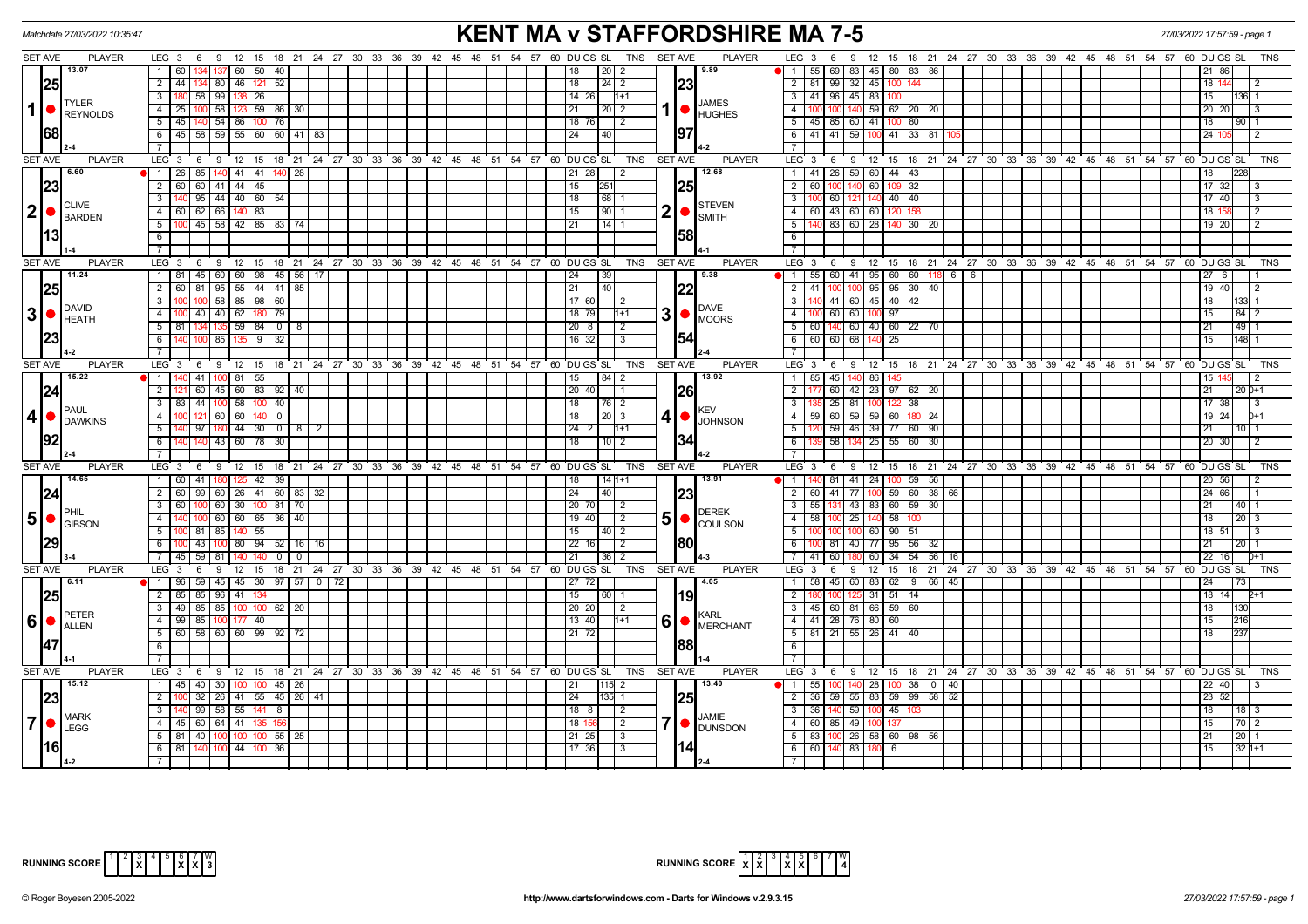Matchdate 27/03/2022 10:35:47

# KENT MA v STAFFORDSHIRE MA 7-5

27/03/2022 17:57:59 - page 1

## Match 1: TYLER REYNOLDS (25.68, 2-4) v JAMES HUGHES (23.97, 4-2)

| LEG | TYLER REYNOLDS scores | DU | GS | SL | TNS | JAMES HUGHES scores | DU | GS | SL | TNS |
|---|---|---|---|---|---|---|---|---|---|---|
| 1 | 60 134 137 60 50 40 | 18 | | 20 | 2 | 55 69 83 45 80 83 86 | 21 | 86 | | |
| 2 | 44 134 80 46 121 52 | 18 | | 24 | 2 | 81 99 32 45 100 144 | 18 | 144 | | 2 |
| 3 | 180 58 99 138 26 | 14 | 26 | | 1+1 | 41 96 45 83 100 | 15 | | 136 | 1 |
| 4 | 25 100 58 123 59 86 30 | 21 | | 20 | 2 | 100 100 140 59 62 20 20 | 20 | 20 | | 3 |
| 5 | 45 140 54 86 100 76 | 18 | 76 | | 2 | 45 85 60 41 100 80 | 18 | | 90 | 1 |
| 6 | 45 58 59 55 60 60 41 83 | 24 | | 40 | | 41 41 59 100 41 33 81 105 | 24 | 105 | | 2 |

## Match 2: CLIVE BARDEN (23.13, 1-4) v STEVEN SMITH (25.58, 4-1)

| LEG | CLIVE BARDEN scores | DU | GS | SL | TNS | STEVEN SMITH scores | DU | GS | SL | TNS |
|---|---|---|---|---|---|---|---|---|---|---|
| 1 | 26 85 140 41 41 140 28 | 21 | 28 | | 2 | 41 26 59 60 44 43 | 18 | | 228 | |
| 2 | 60 60 41 44 45 | 15 | | 251 | | 60 100 140 60 109 32 | 17 | 32 | | 3 |
| 3 | 140 95 44 40 60 54 | 18 | | 68 | 1 | 100 60 121 140 40 40 | 17 | 40 | | 3 |
| 4 | 60 62 66 140 83 | 15 | | 90 | 1 | 60 43 60 60 120 158 | 18 | 158 | | 2 |
| 5 | 100 45 58 42 85 83 74 | 21 | | 14 | 1 | 140 83 60 28 140 30 20 | 19 | 20 | | 2 |

## Match 3: DAVID HEATH (25.23, 4-2) v DAVE MOORS (22.54, 2-4)

| LEG | DAVID HEATH scores | DU | GS | SL | TNS | DAVE MOORS scores | DU | GS | SL | TNS |
|---|---|---|---|---|---|---|---|---|---|---|
| 1 | 81 45 60 60 98 45 56 17 | 24 | | 39 | | 55 60 41 95 60 60 118 6 6 | 27 | 6 | | 1 |
| 2 | 60 81 95 55 44 41 85 | 21 | | 40 | | 41 100 100 95 95 30 40 | 19 | 40 | | 2 |
| 3 | 100 100 58 85 98 60 | 17 | 60 | | 2 | 140 41 60 45 40 42 | 18 | | 133 | 1 |
| 4 | 100 40 40 62 180 79 | 18 | 79 | | 1+1 | 100 60 60 100 97 | 15 | | 84 | 2 |
| 5 | 81 134 135 59 84 0 8 | 20 | 8 | | 2 | 60 140 60 40 60 22 70 | 21 | | 49 | 1 |
| 6 | 140 100 85 135 9 32 | 16 | 32 | | 3 | 60 60 68 140 25 | 15 | | 148 | 1 |

## Match 4: PAUL DAWKINS (24.92, 2-4) v KEV JOHNSON (26.34, 4-2)

| LEG | PAUL DAWKINS scores | DU | GS | SL | TNS | KEV JOHNSON scores | DU | GS | SL | TNS |
|---|---|---|---|---|---|---|---|---|---|---|
| 1 | 140 41 100 81 55 | 15 | | 84 | 2 | 85 45 140 86 145 | 15 | 145 | | 2 |
| 2 | 121 60 45 60 83 92 40 | 20 | 40 | | 1 | 177 60 42 23 97 62 20 | 21 | | 20 | 0+1 |
| 3 | 83 44 100 58 100 40 | 18 | | 76 | 2 | 135 25 81 100 122 38 | 17 | 38 | | 3 |
| 4 | 100 121 60 60 140 0 | 18 | | 20 | 3 | 59 60 59 59 60 180 24 | 19 | 24 | | 0+1 |
| 5 | 140 97 180 44 30 0 8 2 | 24 | 2 | | 1+1 | 120 59 46 39 77 60 90 | 21 | | 10 | 1 |
| 6 | 140 140 43 60 78 30 | 18 | | 10 | 2 | 139 58 134 25 55 60 30 | 20 | 30 | | 2 |

## Match 5: PHIL GIBSON (24.29, 3-4) v DEREK COULSON (23.80, 4-3)

| LEG | PHIL GIBSON scores | DU | GS | SL | TNS | DEREK COULSON scores | DU | GS | SL | TNS |
|---|---|---|---|---|---|---|---|---|---|---|
| 1 | 60 41 180 125 42 39 | 18 | | 14 | 1+1 | 140 81 41 24 100 59 56 | 20 | 56 | | 2 |
| 2 | 60 99 60 26 41 60 83 32 | 24 | | 40 | | 60 41 77 100 59 60 38 66 | 24 | 66 | | 1 |
| 3 | 60 100 60 30 100 81 70 | 20 | 70 | | 2 | 55 131 43 83 60 59 30 | 21 | | 40 | 1 |
| 4 | 140 100 60 60 65 36 40 | 19 | 40 | | 2 | 58 100 25 140 58 100 | 18 | | 20 | 3 |
| 5 | 100 81 85 140 55 | 15 | | 40 | 2 | 100 100 100 60 90 51 | 18 | 51 | | 3 |
| 6 | 100 43 100 80 94 52 16 16 | 22 | 16 | | 2 | 100 81 40 77 95 56 32 | 21 | | 20 | 1 |
| 7 | 45 59 81 140 140 0 0 | 21 | | 36 | 2 | 41 60 180 60 34 54 56 16 | 22 | 16 | | 0+1 |

## Match 6: PETER ALLEN (25.47, 4-1) v KARL MERCHANT (19.88, 1-4)

| LEG | PETER ALLEN scores | DU | GS | SL | TNS | KARL MERCHANT scores | DU | GS | SL | TNS |
|---|---|---|---|---|---|---|---|---|---|---|
| 1 | 96 59 45 45 30 97 57 0 72 | 27 | 72 | | | 58 45 60 83 62 9 66 45 | 24 | | 73 | |
| 2 | 85 85 96 41 134 | 15 | | 60 | 1 | 180 100 125 31 51 14 | 18 | 14 | | 2+1 |
| 3 | 49 85 85 100 100 62 20 | 20 | 20 | | 2 | 45 60 81 66 59 60 | 18 | | 130 | |
| 4 | 99 85 100 177 40 | 13 | 40 | | 1+1 | 41 28 76 80 60 | 15 | | 216 | |
| 5 | 60 58 60 60 99 92 72 | 21 | 72 | | | 81 21 55 26 41 40 | 18 | | 237 | |

## Match 7: MARK LEGG (23.16, 4-2) v JAMIE DUNSDON (25.14, 2-4)

| LEG | MARK LEGG scores | DU | GS | SL | TNS | JAMIE DUNSDON scores | DU | GS | SL | TNS |
|---|---|---|---|---|---|---|---|---|---|---|
| 1 | 45 40 30 100 100 45 26 | 21 | | 115 | 2 | 55 100 140 28 100 38 0 40 | 22 | 40 | | 3 |
| 2 | 100 32 26 41 55 45 26 41 | 24 | | 135 | 1 | 36 59 55 83 59 99 58 52 | 23 | 52 | | |
| 3 | 140 99 58 55 141 8 | 18 | 8 | | 2 | 36 140 59 100 45 103 | 18 | | 18 | 3 |
| 4 | 45 60 64 41 135 156 | 18 | 156 | | 2 | 60 85 49 100 137 | 15 | | 70 | 2 |
| 5 | 81 40 100 100 100 55 25 | 21 | 25 | | 3 | 83 100 26 58 60 98 56 | 21 | | 20 | 1 |
| 6 | 81 140 100 44 100 36 | 17 | 36 | | 3 | 60 140 83 180 6 | 15 | | 32 | 1+1 |

RUNNING SCORE (Kent): X at 2, 4, 6 — total 3

RUNNING SCORE (Staffordshire): X at 1, 2, 4, 5 — total 4

© Roger Boyesen 2005-2022 http://www.dartsforwindows.com - Darts for Windows v.2.9.3.15 27/03/2022 17:57:59 - page 1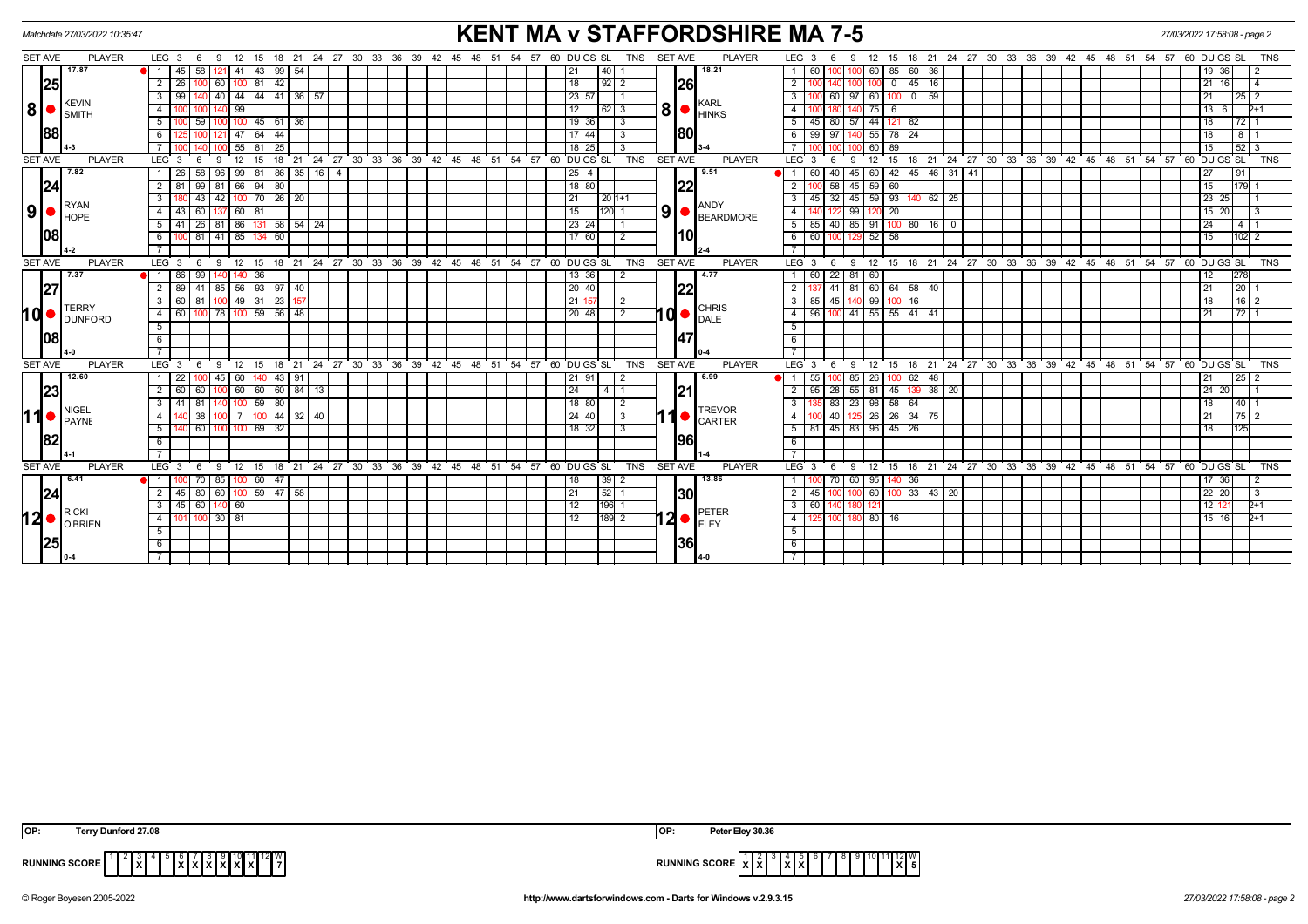Matchdate 27/03/2022 10:35:47

# KENT MA v STAFFORDSHIRE MA 7-5

27/03/2022 17:58:08 - page 2

| SET AVE | PLAYER | LEG | 3 | 6 | 9 | 12 | 15 | 18 | 21 | 24 | DU | GS | SL | TNS | SET AVE | PLAYER | LEG | 3 | 6 | 9 | 12 | 15 | 18 | 21 | 24 | DU | GS | SL | TNS |
|---|---|---|---|---|---|---|---|---|---|---|---|---|---|---|---|---|---|---|---|---|---|---|---|---|---|---|---|---|---|
| 17.87 | 8 KEVIN SMITH | 1 | 45 | 58 | 121 | 41 | 43 | 99 | 54 | | 21 | | 40 | 1 | 18.21 | 8 KARL HINKS | 1 | 60 | 100 | 100 | 60 | 85 | 60 | 36 | | 19 | 36 | | 2 |
| 25 | | 2 | 26 | 100 | 60 | 100 | 81 | 42 | | | 18 | | 92 | 2 | 26 | | 2 | 100 | 140 | 100 | 100 | 0 | 45 | 16 | | 21 | 16 | | 4 |
| | | 3 | 99 | 140 | 40 | 44 | 44 | 41 | 36 | 57 | 23 | 57 | | 1 | | | 3 | 100 | 60 | 97 | 60 | 100 | 0 | 59 | | 21 | | 25 | 2 |
| | | 4 | 100 | 100 | 140 | 99 | | | | | 12 | | 62 | 3 | | | 4 | 100 | 180 | 140 | 75 | 6 | | | | 13 | 6 | | 2+1 |
| | | 5 | 100 | 59 | 100 | 100 | 45 | 61 | 36 | | 19 | 36 | | 3 | | | 5 | 45 | 80 | 57 | 44 | 121 | 82 | | | 18 | | 72 | 1 |
| 88 | | 6 | 125 | 100 | 121 | 47 | 64 | 44 | | | 17 | 44 | | 3 | 80 | | 6 | 99 | 97 | 140 | 55 | 78 | 24 | | | 18 | | 8 | 1 |
| 4-3 | | 7 | 100 | 140 | 100 | 55 | 81 | 25 | | | 18 | 25 | | 3 | 3-4 | | 7 | 100 | 100 | 100 | 60 | 89 | | | | 15 | | 52 | 3 |
| 7.82 | 9 RYAN HOPE | 1 | 26 | 58 | 96 | 99 | 81 | 86 | 35 | 16 | 4 (27) | 25 | 4 | | 9.51 | 9 ANDY BEARDMORE | 1 | 60 | 40 | 45 | 60 | 42 | 45 | 46 | 31, 41 | 27 | | 91 | |
| 24 | | 2 | 81 | 99 | 81 | 66 | 94 | 80 | | | 18 | 80 | | | 22 | | 2 | 100 | 58 | 45 | 59 | 60 | | | | 15 | | 179 | 1 |
| | | 3 | 180 | 43 | 42 | 100 | 70 | 26 | 20 | | 21 | | 20 | 1+1 | | | 3 | 45 | 32 | 45 | 59 | 93 | 140 | 62 | 25 | 23 | 25 | | 1 |
| | | 4 | 43 | 60 | 137 | 60 | 81 | | | | 15 | | 120 | 1 | | | 4 | 140 | 122 | 99 | 120 | 20 | | | | 15 | 20 | | 3 |
| | | 5 | 41 | 26 | 81 | 86 | 131 | 58 | 54 | 24 | 23 | 24 | | 1 | | | 5 | 85 | 40 | 85 | 91 | 100 | 80 | 16 | 0 | 24 | | 4 | 1 |
| 08 | | 6 | 100 | 81 | 41 | 85 | 134 | 60 | | | 17 | 60 | | 2 | 10 | | 6 | 60 | 100 | 129 | 52 | 58 | | | | 15 | | 102 | 2 |
| 4-2 | | 7 | | | | | | | | | | | | | 2-4 | | 7 | | | | | | | | | | | | |
| 7.37 | 10 TERRY DUNFORD | 1 | 86 | 99 | 140 | 140 | 36 | | | | 13 | 36 | | 2 | 4.77 | 10 CHRIS DALE | 1 | 60 | 22 | 81 | 60 | | | | | 12 | | 278 | |
| 27 | | 2 | 89 | 41 | 85 | 56 | 93 | 97 | 40 | | 20 | 40 | | | 22 | | 2 | 137 | 41 | 81 | 60 | 64 | 58 | 40 | | 21 | | 20 | 1 |
| | | 3 | 60 | 81 | 100 | 49 | 31 | 23 | 157 | | 21 | 157 | | 2 | | | 3 | 85 | 45 | 140 | 99 | 100 | 16 | | | 18 | | 16 | 2 |
| | | 4 | 60 | 100 | 78 | 100 | 59 | 56 | 48 | | 20 | 48 | | 2 | | | 4 | 96 | 100 | 41 | 55 | 55 | 41 | 41 | | 21 | | 72 | 1 |
| 08 | | 5 | | | | | | | | | | | | | 47 | | 5 | | | | | | | | | | | | |
| 4-0 | | 6 | | | | | | | | | | | | | 0-4 | | 6 | | | | | | | | | | | | |
| 12.60 | 11 NIGEL PAYNE | 1 | 22 | 100 | 45 | 60 | 140 | 43 | 91 | | 21 | 91 | | 2 | 6.99 | 11 TREVOR CARTER | 1 | 55 | 100 | 85 | 26 | 100 | 62 | 48 | | 21 | | 25 | 2 |
| 23 | | 2 | 60 | 60 | 100 | 60 | 60 | 60 | 84 | 13 | 24 | | 4 | 1 | 21 | | 2 | 95 | 28 | 55 | 81 | 45 | 139 | 38 | 20 | 24 | 20 | | 1 |
| | | 3 | 41 | 81 | 140 | 100 | 59 | 80 | | | 18 | 80 | | 2 | | | 3 | 135 | 83 | 23 | 98 | 58 | 64 | | | 18 | | 40 | 1 |
| | | 4 | 140 | 38 | 100 | 7 | 100 | 44 | 32 | 40 | 24 | 40 | | 3 | | | 4 | 100 | 40 | 125 | 26 | 26 | 34 | 75 | | 21 | | 75 | 2 |
| | | 5 | 140 | 60 | 100 | 100 | 69 | 32 | | | 18 | 32 | | 3 | | | 5 | 81 | 45 | 83 | 96 | 45 | 26 | | | 18 | | 125 | |
| 82 | | 6 | | | | | | | | | | | | | 96 | | 6 | | | | | | | | | | | | |
| 4-1 | | 7 | | | | | | | | | | | | | 1-4 | | 7 | | | | | | | | | | | | |
| 6.41 | 12 RICKI O'BRIEN | 1 | 100 | 70 | 85 | 100 | 60 | 47 | | | 18 | | 39 | 2 | 13.86 | 12 PETER ELEY | 1 | 100 | 70 | 60 | 95 | 140 | 36 | | | 17 | 36 | | 2 |
| 24 | | 2 | 45 | 80 | 60 | 100 | 59 | 47 | 58 | | 21 | | 52 | 1 | 30 | | 2 | 45 | 100 | 100 | 60 | 100 | 33 | 43 | 20 | 22 | 20 | | 3 |
| | | 3 | 45 | 60 | 140 | 60 | | | | | 12 | | 196 | 1 | | | 3 | 60 | 140 | 180 | 121 | | | | | 12 | 121 | | 2+1 |
| | | 4 | 101 | 100 | 30 | 81 | | | | | 12 | | 189 | 2 | | | 4 | 125 | 100 | 180 | 80 | 16 | | | | 15 | 16 | | 2+1 |
| 25 | | 5 | | | | | | | | | | | | | 36 | | 5 | | | | | | | | | | | | |
| 0-4 | | 6 | | | | | | | | | | | | | 4-0 | | 6 | | | | | | | | | | | | |

OP: Terry Dunford 27.08

OP: Peter Eley 30.36

RUNNING SCORE (Kent): 1 | 2 X | 3 | 4 | 5 | 6 X | 7 X | 8 X | 9 X | 10 X | 11 X | 12 | W 7

RUNNING SCORE (Staffordshire): 1 X | 2 X | 3 | 4 X | 5 X | 6 | 7 | 8 | 9 | 10 | 11 | 12 X | W 5

© Roger Boyesen 2005-2022 http://www.dartsforwindows.com - Darts for Windows v.2.9.3.15 27/03/2022 17:58:08 - page 2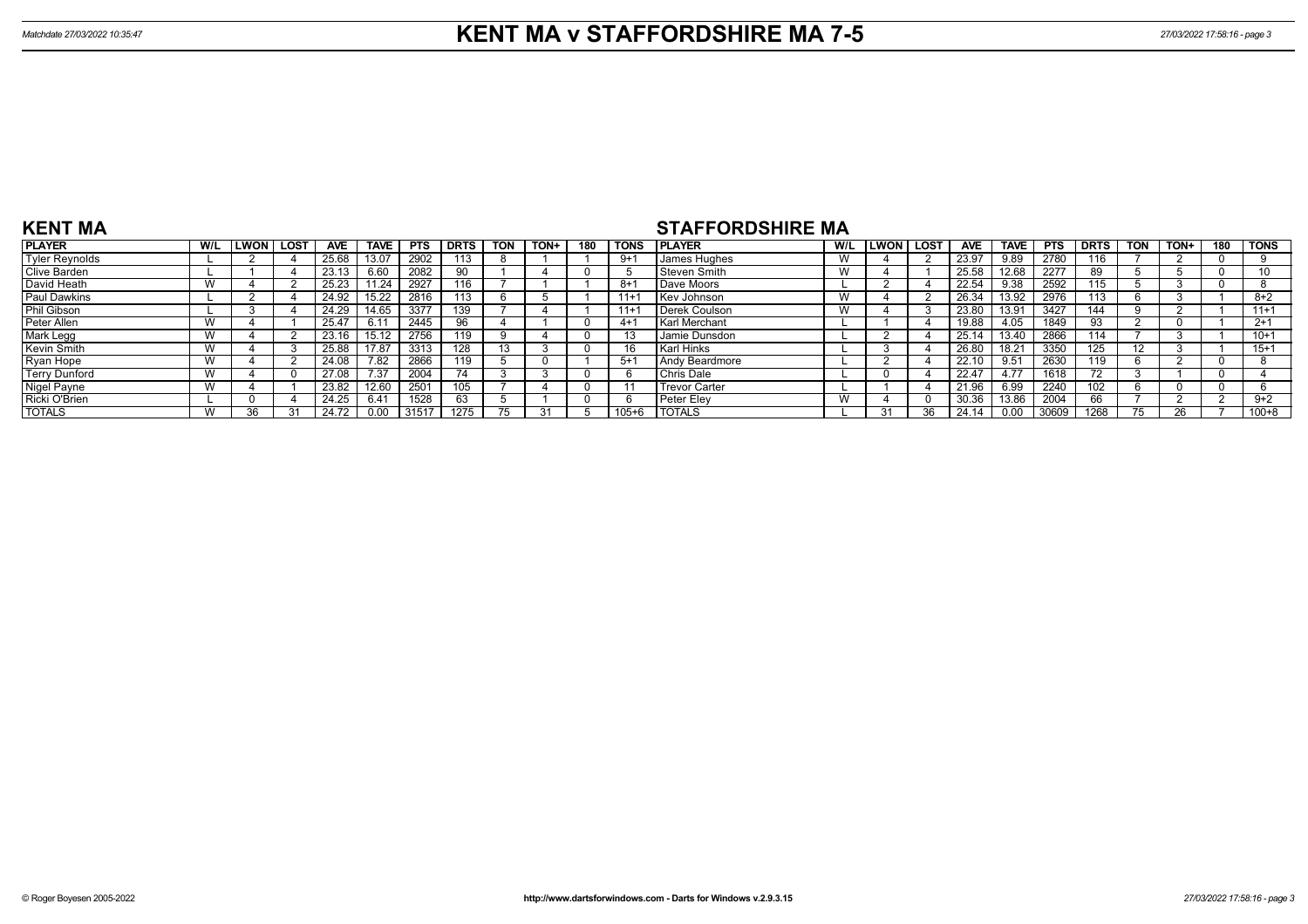# KENT MA v STAFFORDSHIRE MA 7-5

## KENT MA

| PLAYER | W/L | LWON | LOST | AVE | TAVE | PTS | DRTS | TON | TON+ | 180 | TONS |
|---|---|---|---|---|---|---|---|---|---|---|---|
| Tyler Reynolds | L | 2 | 4 | 25.68 | 13.07 | 2902 | 113 | 8 | 1 | 1 | 9+1 |
| Clive Barden | L | 1 | 4 | 23.13 | 6.60 | 2082 | 90 | 1 | 4 | 0 | 5 |
| David Heath | W | 4 | 2 | 25.23 | 11.24 | 2927 | 116 | 7 | 1 | 1 | 8+1 |
| Paul Dawkins | L | 2 | 4 | 24.92 | 15.22 | 2816 | 113 | 6 | 5 | 1 | 11+1 |
| Phil Gibson | L | 3 | 4 | 24.29 | 14.65 | 3377 | 139 | 7 | 4 | 1 | 11+1 |
| Peter Allen | W | 4 | 1 | 25.47 | 6.11 | 2445 | 96 | 4 | 1 | 0 | 4+1 |
| Mark Legg | W | 4 | 2 | 23.16 | 15.12 | 2756 | 119 | 9 | 4 | 0 | 13 |
| Kevin Smith | W | 4 | 3 | 25.88 | 17.87 | 3313 | 128 | 13 | 3 | 0 | 16 |
| Ryan Hope | W | 4 | 2 | 24.08 | 7.82 | 2866 | 119 | 5 | 0 | 1 | 5+1 |
| Terry Dunford | W | 4 | 0 | 27.08 | 7.37 | 2004 | 74 | 3 | 3 | 0 | 6 |
| Nigel Payne | W | 4 | 1 | 23.82 | 12.60 | 2501 | 105 | 7 | 4 | 0 | 11 |
| Ricki O'Brien | L | 0 | 4 | 24.25 | 6.41 | 1528 | 63 | 5 | 1 | 0 | 6 |
| TOTALS | W | 36 | 31 | 24.72 | 0.00 | 31517 | 1275 | 75 | 31 | 5 | 105+6 |

## STAFFORDSHIRE MA

| PLAYER | W/L | LWON | LOST | AVE | TAVE | PTS | DRTS | TON | TON+ | 180 | TONS |
|---|---|---|---|---|---|---|---|---|---|---|---|
| James Hughes | W | 4 | 2 | 23.97 | 9.89 | 2780 | 116 | 7 | 2 | 0 | 9 |
| Steven Smith | W | 4 | 1 | 25.58 | 12.68 | 2277 | 89 | 5 | 5 | 0 | 10 |
| Dave Moors | L | 2 | 4 | 22.54 | 9.38 | 2592 | 115 | 5 | 3 | 0 | 8 |
| Kev Johnson | W | 4 | 2 | 26.34 | 13.92 | 2976 | 113 | 6 | 3 | 1 | 8+2 |
| Derek Coulson | W | 4 | 3 | 23.80 | 13.91 | 3427 | 144 | 9 | 2 | 1 | 11+1 |
| Karl Merchant | L | 1 | 4 | 19.88 | 4.05 | 1849 | 93 | 2 | 0 | 1 | 2+1 |
| Jamie Dunsdon | L | 2 | 4 | 25.14 | 13.40 | 2866 | 114 | 7 | 3 | 1 | 10+1 |
| Karl Hinks | L | 3 | 4 | 26.80 | 18.21 | 3350 | 125 | 12 | 3 | 1 | 15+1 |
| Andy Beardmore | L | 2 | 4 | 22.10 | 9.51 | 2630 | 119 | 6 | 2 | 0 | 8 |
| Chris Dale | L | 0 | 4 | 22.47 | 4.77 | 1618 | 72 | 3 | 1 | 0 | 4 |
| Trevor Carter | L | 1 | 4 | 21.96 | 6.99 | 2240 | 102 | 6 | 0 | 0 | 6 |
| Peter Eley | W | 4 | 0 | 30.36 | 13.86 | 2004 | 66 | 7 | 2 | 2 | 9+2 |
| TOTALS | L | 31 | 36 | 24.14 | 0.00 | 30609 | 1268 | 75 | 26 | 7 | 100+8 |